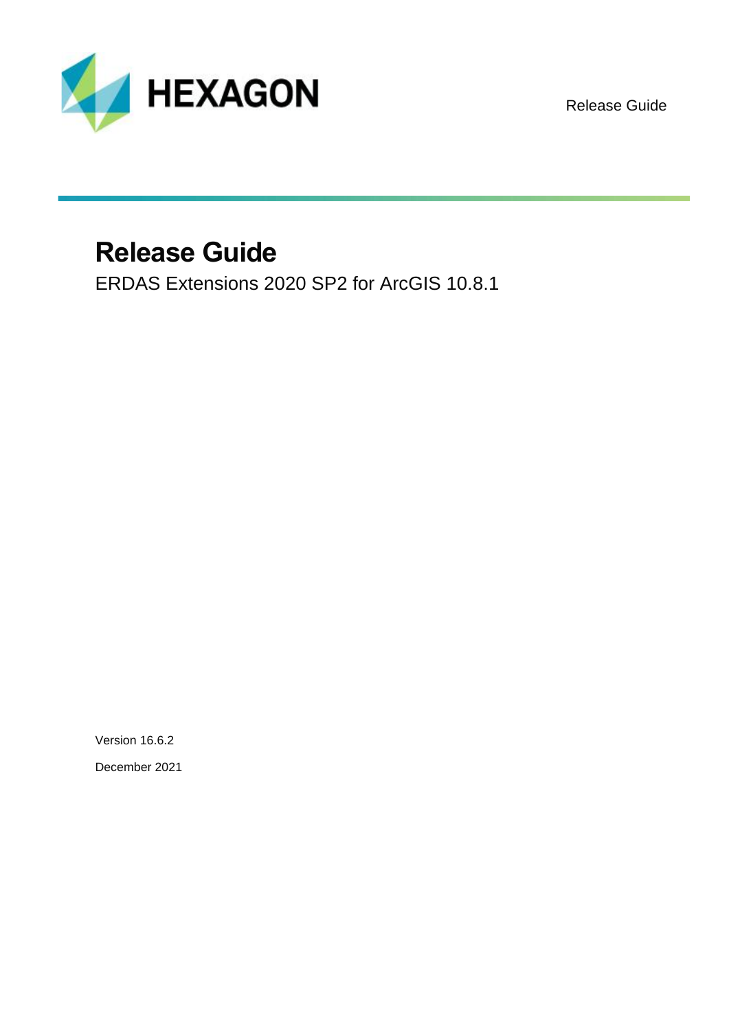HEXAGON

Release Guide

# Release Guide

ERDAS Extensions 2020 SP2 for ArcGIS 10.8.1

Version 16.6.2

December 2021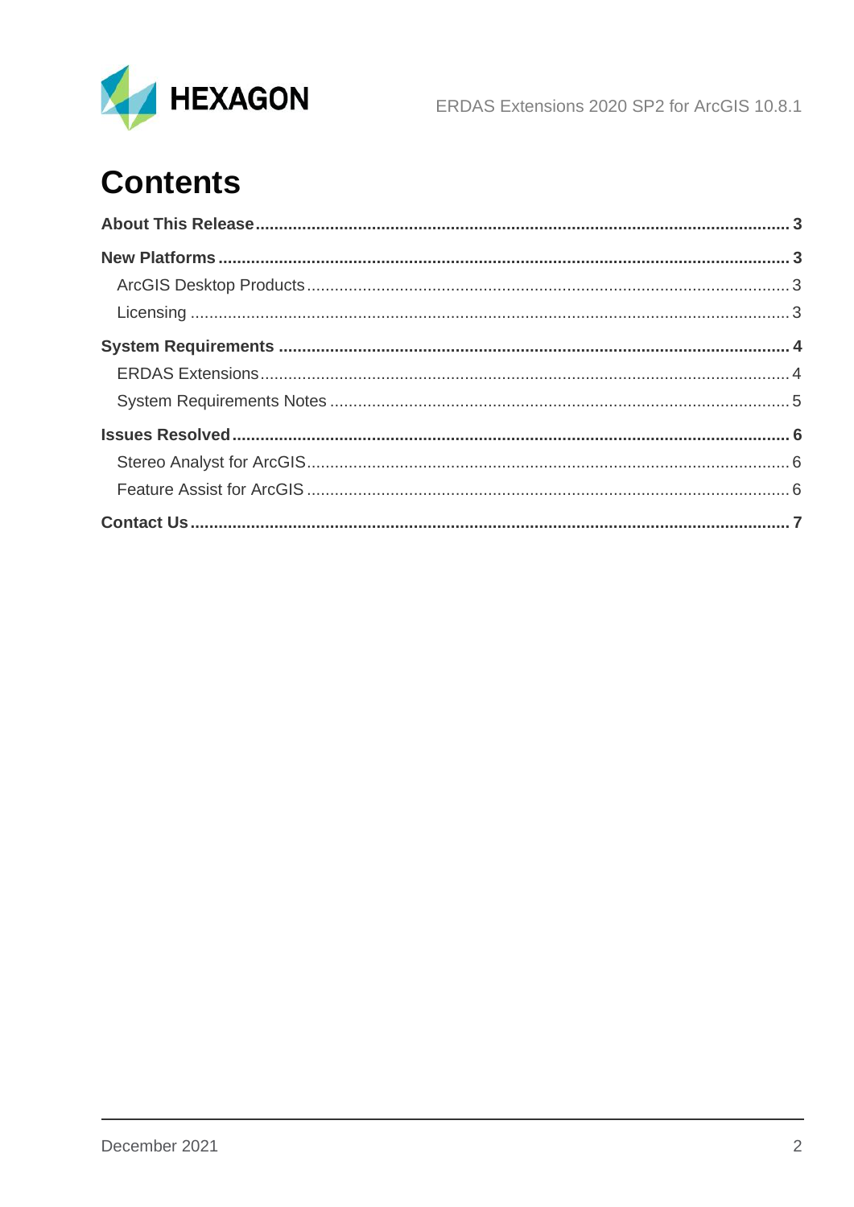# Contents

**About This Release** ........ **3**

**New Platforms** ........ **3**

- ArcGIS Desktop Products ........ 3
- Licensing ........ 3

**System Requirements** ........ **4**

- ERDAS Extensions ........ 4
- System Requirements Notes ........ 5

**Issues Resolved** ........ **6**

- Stereo Analyst for ArcGIS ........ 6
- Feature Assist for ArcGIS ........ 6

**Contact Us** ........ **7**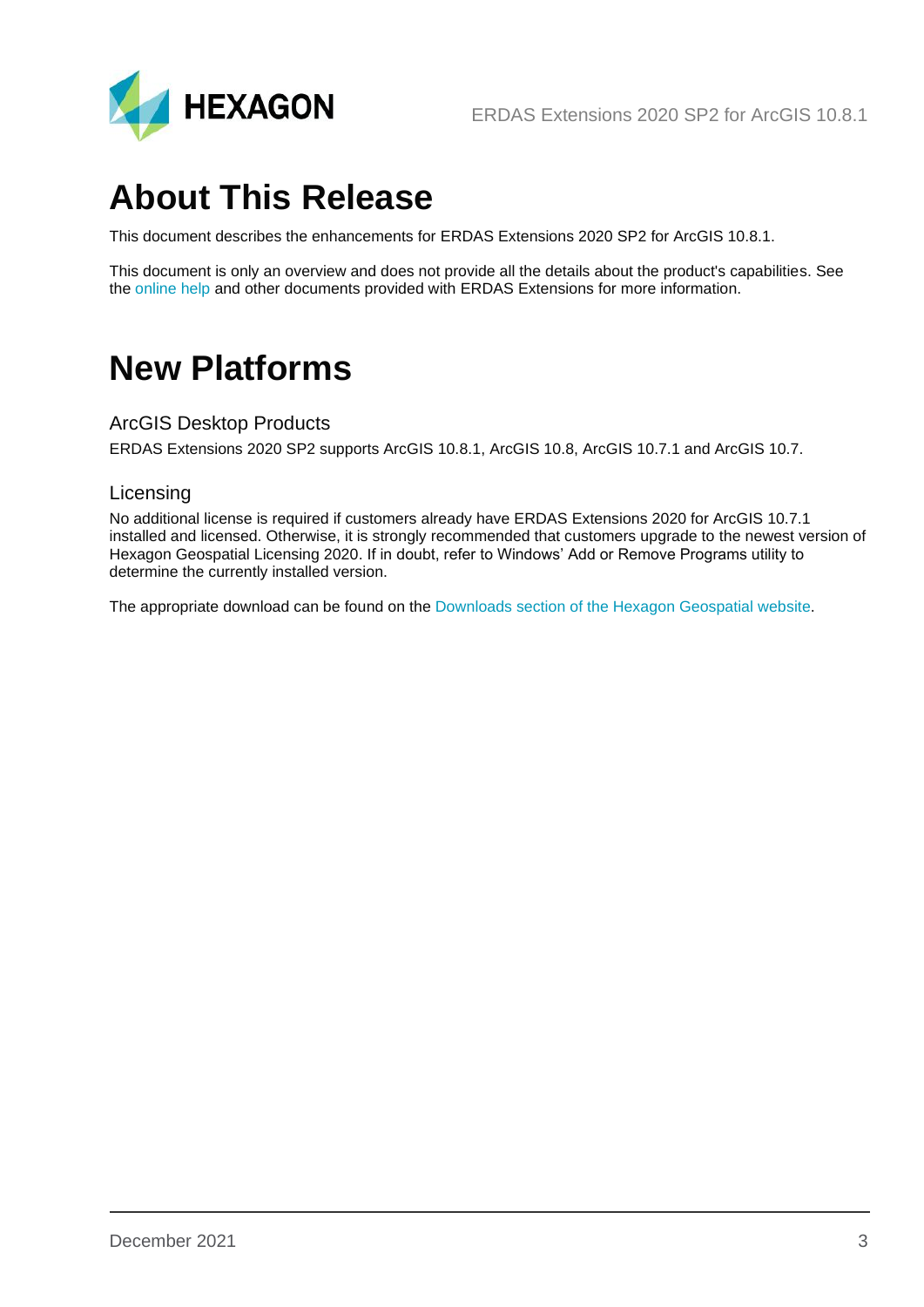# About This Release

This document describes the enhancements for ERDAS Extensions 2020 SP2 for ArcGIS 10.8.1.

This document is only an overview and does not provide all the details about the product's capabilities. See the online help and other documents provided with ERDAS Extensions for more information.

# New Platforms

## ArcGIS Desktop Products

ERDAS Extensions 2020 SP2 supports ArcGIS 10.8.1, ArcGIS 10.8, ArcGIS 10.7.1 and ArcGIS 10.7.

## Licensing

No additional license is required if customers already have ERDAS Extensions 2020 for ArcGIS 10.7.1 installed and licensed. Otherwise, it is strongly recommended that customers upgrade to the newest version of Hexagon Geospatial Licensing 2020. If in doubt, refer to Windows' Add or Remove Programs utility to determine the currently installed version.

The appropriate download can be found on the Downloads section of the Hexagon Geospatial website.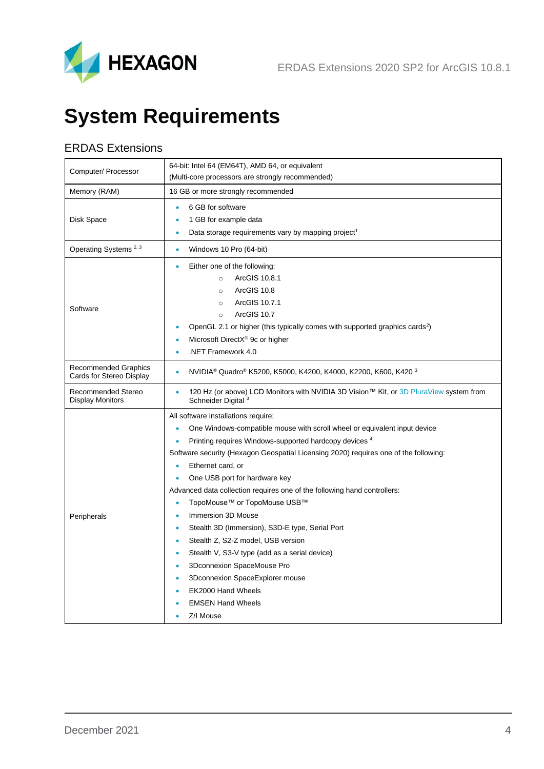# System Requirements

## ERDAS Extensions

| | |
|---|---|
| Computer/ Processor | 64-bit: Intel 64 (EM64T), AMD 64, or equivalent<br>(Multi-core processors are strongly recommended) |
| Memory (RAM) | 16 GB or more strongly recommended |
| Disk Space | • 6 GB for software<br>• 1 GB for example data<br>• Data storage requirements vary by mapping project[1] |
| Operating Systems [2, 3] | • Windows 10 Pro (64-bit) |
| Software | • Either one of the following:<br>  ○ ArcGIS 10.8.1<br>  ○ ArcGIS 10.8<br>  ○ ArcGIS 10.7.1<br>  ○ ArcGIS 10.7<br>• OpenGL 2.1 or higher (this typically comes with supported graphics cards[2])<br>• Microsoft DirectX® 9c or higher<br>• .NET Framework 4.0 |
| Recommended Graphics Cards for Stereo Display | • NVIDIA® Quadro® K5200, K5000, K4200, K4000, K2200, K600, K420 [3] |
| Recommended Stereo Display Monitors | • 120 Hz (or above) LCD Monitors with NVIDIA 3D Vision™ Kit, or 3D PluraView system from Schneider Digital [3] |
| Peripherals | All software installations require:<br>• One Windows-compatible mouse with scroll wheel or equivalent input device<br>• Printing requires Windows-supported hardcopy devices [4]<br>Software security (Hexagon Geospatial Licensing 2020) requires one of the following:<br>• Ethernet card, or<br>• One USB port for hardware key<br>Advanced data collection requires one of the following hand controllers:<br>• TopoMouse™ or TopoMouse USB™<br>• Immersion 3D Mouse<br>• Stealth 3D (Immersion), S3D-E type, Serial Port<br>• Stealth Z, S2-Z model, USB version<br>• Stealth V, S3-V type (add as a serial device)<br>• 3Dconnexion SpaceMouse Pro<br>• 3Dconnexion SpaceExplorer mouse<br>• EK2000 Hand Wheels<br>• EMSEN Hand Wheels<br>• Z/I Mouse |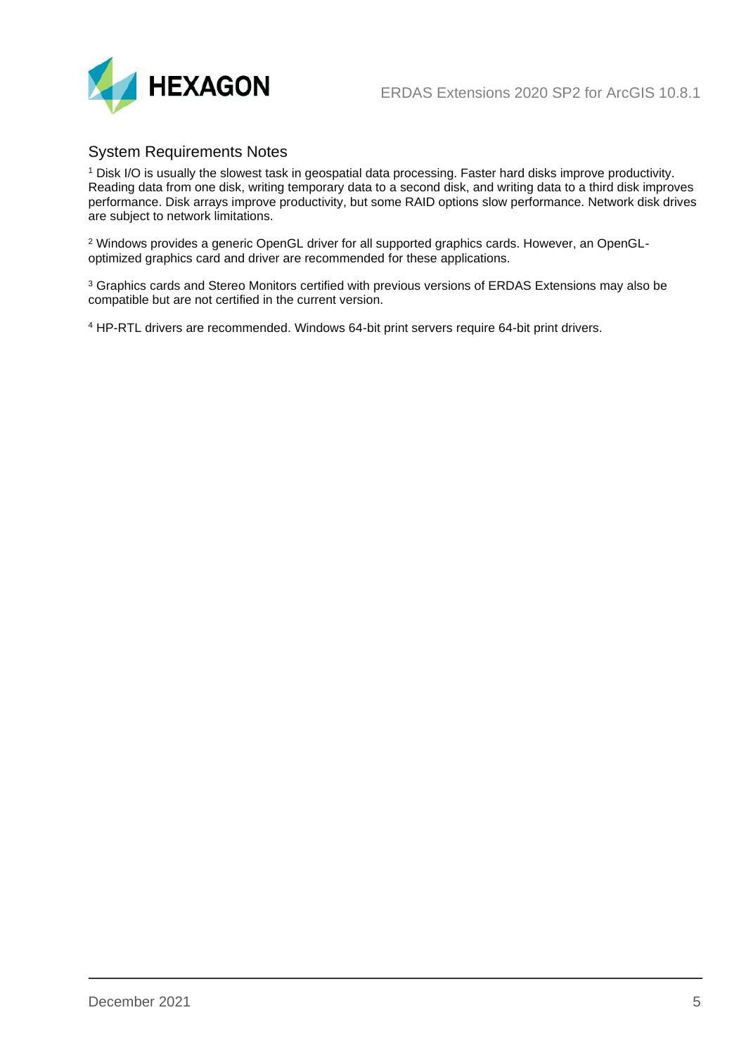## System Requirements Notes

[1] Disk I/O is usually the slowest task in geospatial data processing. Faster hard disks improve productivity. Reading data from one disk, writing temporary data to a second disk, and writing data to a third disk improves performance. Disk arrays improve productivity, but some RAID options slow performance. Network disk drives are subject to network limitations.

[2] Windows provides a generic OpenGL driver for all supported graphics cards. However, an OpenGL-optimized graphics card and driver are recommended for these applications.

[3] Graphics cards and Stereo Monitors certified with previous versions of ERDAS Extensions may also be compatible but are not certified in the current version.

[4] HP-RTL drivers are recommended. Windows 64-bit print servers require 64-bit print drivers.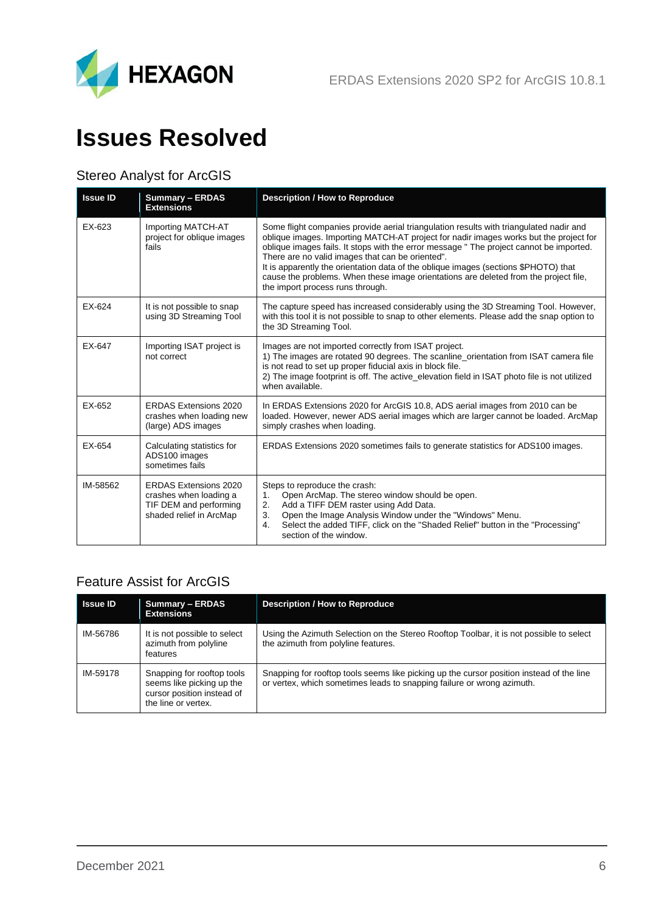# Issues Resolved

## Stereo Analyst for ArcGIS

| Issue ID | Summary – ERDAS Extensions | Description / How to Reproduce |
|---|---|---|
| EX-623 | Importing MATCH-AT project for oblique images fails | Some flight companies provide aerial triangulation results with triangulated nadir and oblique images. Importing MATCH-AT project for nadir images works but the project for oblique images fails. It stops with the error message " The project cannot be imported. There are no valid images that can be oriented".<br>It is apparently the orientation data of the oblique images (sections $PHOTO) that cause the problems. When these image orientations are deleted from the project file, the import process runs through. |
| EX-624 | It is not possible to snap using 3D Streaming Tool | The capture speed has increased considerably using the 3D Streaming Tool. However, with this tool it is not possible to snap to other elements. Please add the snap option to the 3D Streaming Tool. |
| EX-647 | Importing ISAT project is not correct | Images are not imported correctly from ISAT project.<br>1) The images are rotated 90 degrees. The scanline_orientation from ISAT camera file is not read to set up proper fiducial axis in block file.<br>2) The image footprint is off. The active_elevation field in ISAT photo file is not utilized when available. |
| EX-652 | ERDAS Extensions 2020 crashes when loading new (large) ADS images | In ERDAS Extensions 2020 for ArcGIS 10.8, ADS aerial images from 2010 can be loaded. However, newer ADS aerial images which are larger cannot be loaded. ArcMap simply crashes when loading. |
| EX-654 | Calculating statistics for ADS100 images sometimes fails | ERDAS Extensions 2020 sometimes fails to generate statistics for ADS100 images. |
| IM-58562 | ERDAS Extensions 2020 crashes when loading a TIF DEM and performing shaded relief in ArcMap | Steps to reproduce the crash:<br>1. Open ArcMap. The stereo window should be open.<br>2. Add a TIFF DEM raster using Add Data.<br>3. Open the Image Analysis Window under the "Windows" Menu.<br>4. Select the added TIFF, click on the "Shaded Relief" button in the "Processing" section of the window. |

## Feature Assist for ArcGIS

| Issue ID | Summary – ERDAS Extensions | Description / How to Reproduce |
|---|---|---|
| IM-56786 | It is not possible to select azimuth from polyline features | Using the Azimuth Selection on the Stereo Rooftop Toolbar, it is not possible to select the azimuth from polyline features. |
| IM-59178 | Snapping for rooftop tools seems like picking up the cursor position instead of the line or vertex. | Snapping for rooftop tools seems like picking up the cursor position instead of the line or vertex, which sometimes leads to snapping failure or wrong azimuth. |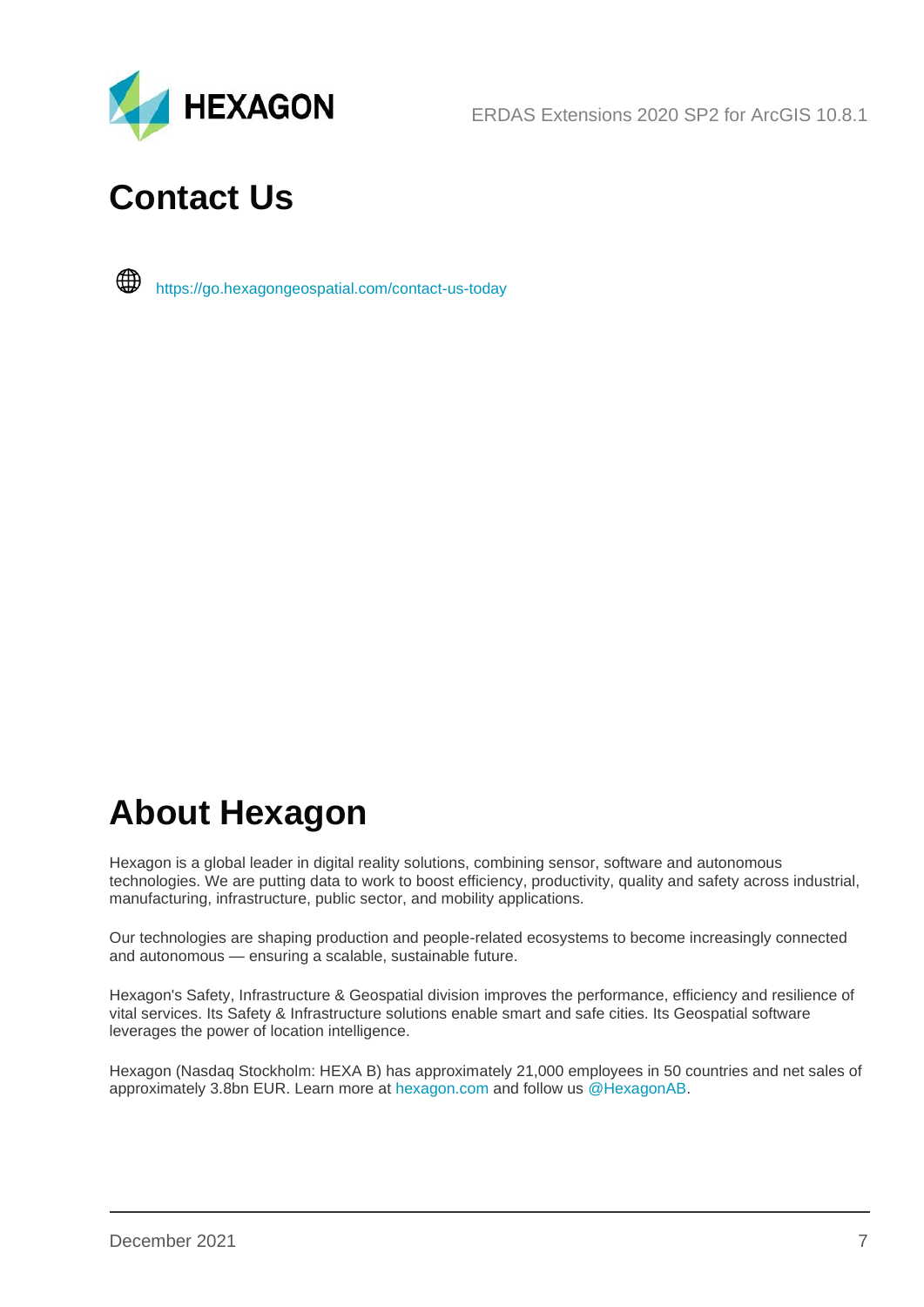# Contact Us

https://go.hexagongeospatial.com/contact-us-today

# About Hexagon

Hexagon is a global leader in digital reality solutions, combining sensor, software and autonomous technologies. We are putting data to work to boost efficiency, productivity, quality and safety across industrial, manufacturing, infrastructure, public sector, and mobility applications.

Our technologies are shaping production and people-related ecosystems to become increasingly connected and autonomous — ensuring a scalable, sustainable future.

Hexagon's Safety, Infrastructure & Geospatial division improves the performance, efficiency and resilience of vital services. Its Safety & Infrastructure solutions enable smart and safe cities. Its Geospatial software leverages the power of location intelligence.

Hexagon (Nasdaq Stockholm: HEXA B) has approximately 21,000 employees in 50 countries and net sales of approximately 3.8bn EUR. Learn more at hexagon.com and follow us @HexagonAB.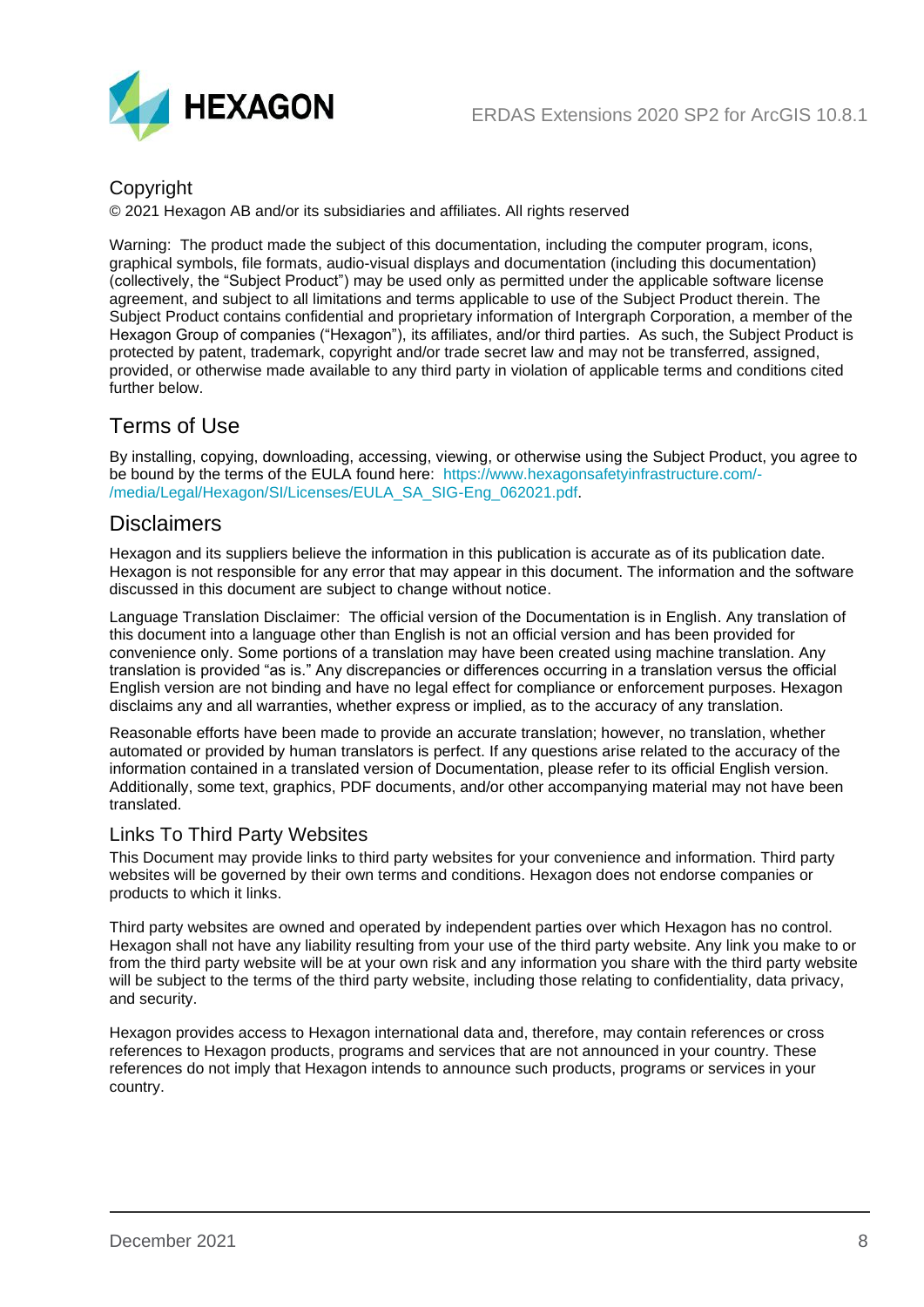## Copyright

© 2021 Hexagon AB and/or its subsidiaries and affiliates. All rights reserved

Warning: The product made the subject of this documentation, including the computer program, icons, graphical symbols, file formats, audio-visual displays and documentation (including this documentation) (collectively, the "Subject Product") may be used only as permitted under the applicable software license agreement, and subject to all limitations and terms applicable to use of the Subject Product therein. The Subject Product contains confidential and proprietary information of Intergraph Corporation, a member of the Hexagon Group of companies ("Hexagon"), its affiliates, and/or third parties. As such, the Subject Product is protected by patent, trademark, copyright and/or trade secret law and may not be transferred, assigned, provided, or otherwise made available to any third party in violation of applicable terms and conditions cited further below.

## Terms of Use

By installing, copying, downloading, accessing, viewing, or otherwise using the Subject Product, you agree to be bound by the terms of the EULA found here: https://www.hexagonsafetyinfrastructure.com/-/media/Legal/Hexagon/SI/Licenses/EULA_SA_SIG-Eng_062021.pdf.

## Disclaimers

Hexagon and its suppliers believe the information in this publication is accurate as of its publication date. Hexagon is not responsible for any error that may appear in this document. The information and the software discussed in this document are subject to change without notice.

Language Translation Disclaimer: The official version of the Documentation is in English. Any translation of this document into a language other than English is not an official version and has been provided for convenience only. Some portions of a translation may have been created using machine translation. Any translation is provided "as is." Any discrepancies or differences occurring in a translation versus the official English version are not binding and have no legal effect for compliance or enforcement purposes. Hexagon disclaims any and all warranties, whether express or implied, as to the accuracy of any translation.

Reasonable efforts have been made to provide an accurate translation; however, no translation, whether automated or provided by human translators is perfect. If any questions arise related to the accuracy of the information contained in a translated version of Documentation, please refer to its official English version. Additionally, some text, graphics, PDF documents, and/or other accompanying material may not have been translated.

### Links To Third Party Websites

This Document may provide links to third party websites for your convenience and information. Third party websites will be governed by their own terms and conditions. Hexagon does not endorse companies or products to which it links.

Third party websites are owned and operated by independent parties over which Hexagon has no control. Hexagon shall not have any liability resulting from your use of the third party website. Any link you make to or from the third party website will be at your own risk and any information you share with the third party website will be subject to the terms of the third party website, including those relating to confidentiality, data privacy, and security.

Hexagon provides access to Hexagon international data and, therefore, may contain references or cross references to Hexagon products, programs and services that are not announced in your country. These references do not imply that Hexagon intends to announce such products, programs or services in your country.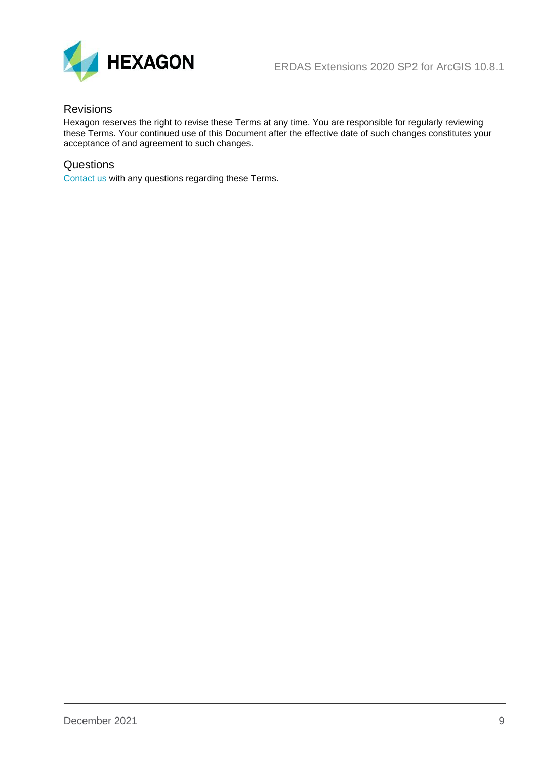## Revisions

Hexagon reserves the right to revise these Terms at any time. You are responsible for regularly reviewing these Terms. Your continued use of this Document after the effective date of such changes constitutes your acceptance of and agreement to such changes.

## Questions

Contact us with any questions regarding these Terms.